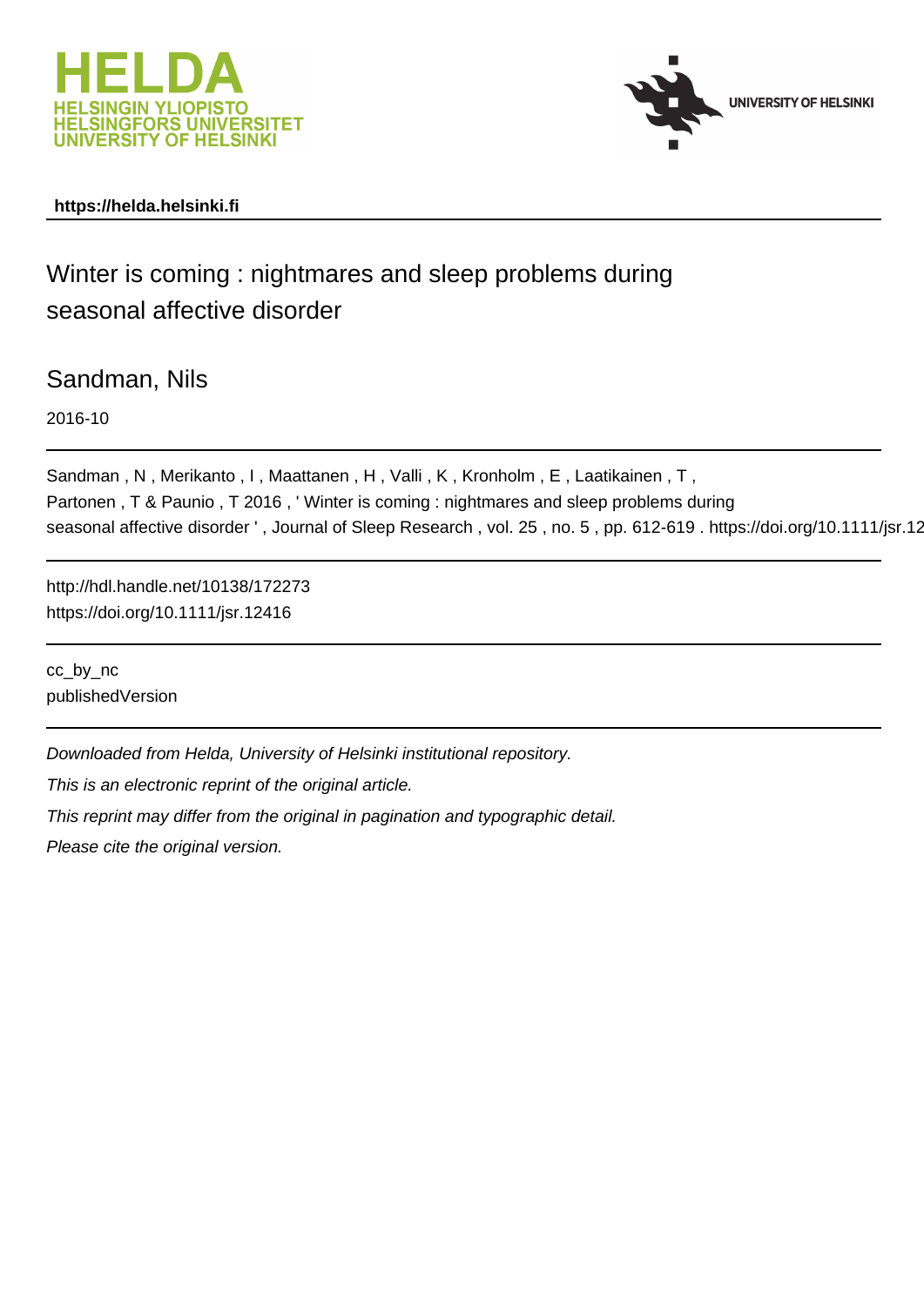HELDA
HELSINGIN YLIOPISTO
HELSINGFORS UNIVERSITET
UNIVERSITY OF HELSINKI

UNIVERSITY OF HELSINKI

**https://helda.helsinki.fi**

---

# Winter is coming : nightmares and sleep problems during seasonal affective disorder

## Sandman, Nils

2016-10

---

Sandman , N , Merikanto , I , Maattanen , H , Valli , K , Kronholm , E , Laatikainen , T , Partonen , T & Paunio , T 2016 , ' Winter is coming : nightmares and sleep problems during seasonal affective disorder ' , Journal of Sleep Research , vol. 25 , no. 5 , pp. 612-619 . https://doi.org/10.1111/jsr.12

---

http://hdl.handle.net/10138/172273
https://doi.org/10.1111/jsr.12416

---

cc_by_nc
publishedVersion

---

*Downloaded from Helda, University of Helsinki institutional repository.*

*This is an electronic reprint of the original article.*

*This reprint may differ from the original in pagination and typographic detail.*

*Please cite the original version.*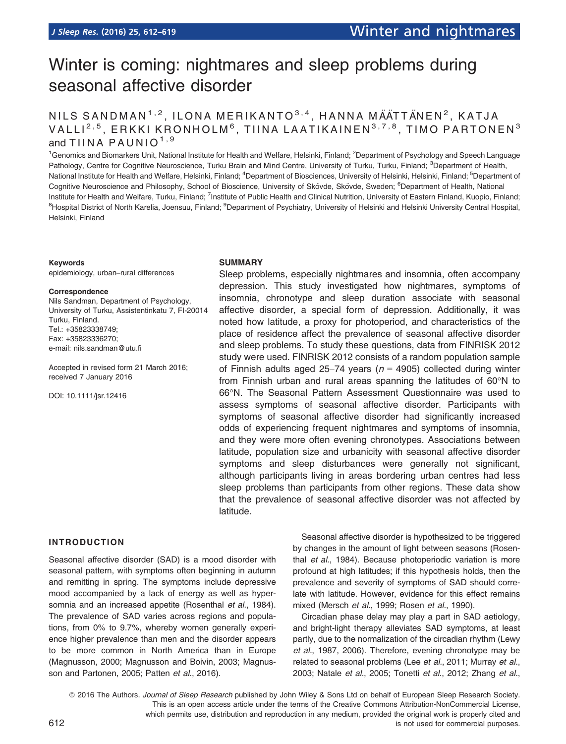# Winter is coming: nightmares and sleep problems during seasonal affective disorder

NILS SANDMAN[1,2], ILONA MERIKANTO[3,4], HANNA MÄÄTTÄNEN[2], KATJA VALLI[2,5], ERKKI KRONHOLM[6], TIINA LAATIKAINEN[3,7,8], TIMO PARTONEN[3] and TIINA PAUNIO[1,9]

[1]Genomics and Biomarkers Unit, National Institute for Health and Welfare, Helsinki, Finland; [2]Department of Psychology and Speech Language Pathology, Centre for Cognitive Neuroscience, Turku Brain and Mind Centre, University of Turku, Turku, Finland; [3]Department of Health, National Institute for Health and Welfare, Helsinki, Finland; [4]Department of Biosciences, University of Helsinki, Helsinki, Finland; [5]Department of Cognitive Neuroscience and Philosophy, School of Bioscience, University of Skövde, Skövde, Sweden; [6]Department of Health, National Institute for Health and Welfare, Turku, Finland; [7]Institute of Public Health and Clinical Nutrition, University of Eastern Finland, Kuopio, Finland; [8]Hospital District of North Karelia, Joensuu, Finland; [9]Department of Psychiatry, University of Helsinki and Helsinki University Central Hospital, Helsinki, Finland

**Keywords**

epidemiology, urban–rural differences

**Correspondence**

Nils Sandman, Department of Psychology, University of Turku, Assistentinkatu 7, FI-20014 Turku, Finland.
Tel.: +35823338749;
Fax: +35823336270;
e-mail: nils.sandman@utu.fi

Accepted in revised form 21 March 2016; received 7 January 2016

DOI: 10.1111/jsr.12416

## SUMMARY

Sleep problems, especially nightmares and insomnia, often accompany depression. This study investigated how nightmares, symptoms of insomnia, chronotype and sleep duration associate with seasonal affective disorder, a special form of depression. Additionally, it was noted how latitude, a proxy for photoperiod, and characteristics of the place of residence affect the prevalence of seasonal affective disorder and sleep problems. To study these questions, data from FINRISK 2012 study were used. FINRISK 2012 consists of a random population sample of Finnish adults aged 25–74 years ($n = 4905$) collected during winter from Finnish urban and rural areas spanning the latitudes of 60°N to 66°N. The Seasonal Pattern Assessment Questionnaire was used to assess symptoms of seasonal affective disorder. Participants with symptoms of seasonal affective disorder had significantly increased odds of experiencing frequent nightmares and symptoms of insomnia, and they were more often evening chronotypes. Associations between latitude, population size and urbanicity with seasonal affective disorder symptoms and sleep disturbances were generally not significant, although participants living in areas bordering urban centres had less sleep problems than participants from other regions. These data show that the prevalence of seasonal affective disorder was not affected by latitude.

## INTRODUCTION

Seasonal affective disorder (SAD) is a mood disorder with seasonal pattern, with symptoms often beginning in autumn and remitting in spring. The symptoms include depressive mood accompanied by a lack of energy as well as hypersomnia and an increased appetite (Rosenthal *et al*., 1984). The prevalence of SAD varies across regions and populations, from 0% to 9.7%, whereby women generally experience higher prevalence than men and the disorder appears to be more common in North America than in Europe (Magnusson, 2000; Magnusson and Boivin, 2003; Magnusson and Partonen, 2005; Patten *et al*., 2016).

Seasonal affective disorder is hypothesized to be triggered by changes in the amount of light between seasons (Rosenthal *et al*., 1984). Because photoperiodic variation is more profound at high latitudes; if this hypothesis holds, then the prevalence and severity of symptoms of SAD should correlate with latitude. However, evidence for this effect remains mixed (Mersch *et al*., 1999; Rosen *et al*., 1990).

Circadian phase delay may play a part in SAD aetiology, and bright-light therapy alleviates SAD symptoms, at least partly, due to the normalization of the circadian rhythm (Lewy *et al*., 1987, 2006). Therefore, evening chronotype may be related to seasonal problems (Lee *et al*., 2011; Murray *et al*., 2003; Natale *et al*., 2005; Tonetti *et al*., 2012; Zhang *et al*.,

© 2016 The Authors. *Journal of Sleep Research* published by John Wiley & Sons Ltd on behalf of European Sleep Research Society. This is an open access article under the terms of the Creative Commons Attribution-NonCommercial License, which permits use, distribution and reproduction in any medium, provided the original work is properly cited and is not used for commercial purposes.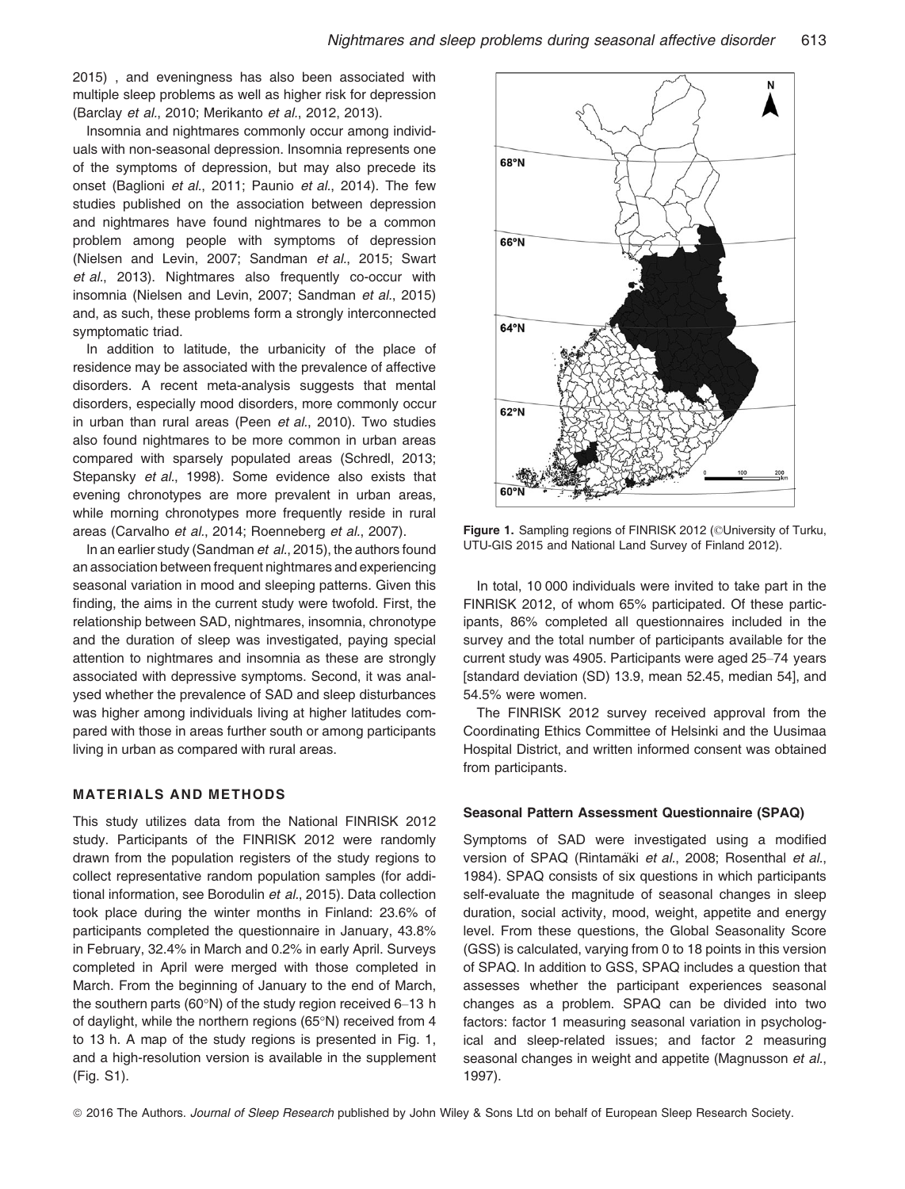2015) , and eveningness has also been associated with multiple sleep problems as well as higher risk for depression (Barclay *et al*., 2010; Merikanto *et al*., 2012, 2013).

Insomnia and nightmares commonly occur among individuals with non-seasonal depression. Insomnia represents one of the symptoms of depression, but may also precede its onset (Baglioni *et al*., 2011; Paunio *et al*., 2014). The few studies published on the association between depression and nightmares have found nightmares to be a common problem among people with symptoms of depression (Nielsen and Levin, 2007; Sandman *et al*., 2015; Swart *et al*., 2013). Nightmares also frequently co-occur with insomnia (Nielsen and Levin, 2007; Sandman *et al*., 2015) and, as such, these problems form a strongly interconnected symptomatic triad.

In addition to latitude, the urbanicity of the place of residence may be associated with the prevalence of affective disorders. A recent meta-analysis suggests that mental disorders, especially mood disorders, more commonly occur in urban than rural areas (Peen *et al*., 2010). Two studies also found nightmares to be more common in urban areas compared with sparsely populated areas (Schredl, 2013; Stepansky *et al*., 1998). Some evidence also exists that evening chronotypes are more prevalent in urban areas, while morning chronotypes more frequently reside in rural areas (Carvalho *et al*., 2014; Roenneberg *et al*., 2007).

In an earlier study (Sandman *et al*., 2015), the authors found an association between frequent nightmares and experiencing seasonal variation in mood and sleeping patterns. Given this finding, the aims in the current study were twofold. First, the relationship between SAD, nightmares, insomnia, chronotype and the duration of sleep was investigated, paying special attention to nightmares and insomnia as these are strongly associated with depressive symptoms. Second, it was analysed whether the prevalence of SAD and sleep disturbances was higher among individuals living at higher latitudes compared with those in areas further south or among participants living in urban as compared with rural areas.

## MATERIALS AND METHODS

This study utilizes data from the National FINRISK 2012 study. Participants of the FINRISK 2012 were randomly drawn from the population registers of the study regions to collect representative random population samples (for additional information, see Borodulin *et al*., 2015). Data collection took place during the winter months in Finland: 23.6% of participants completed the questionnaire in January, 43.8% in February, 32.4% in March and 0.2% in early April. Surveys completed in April were merged with those completed in March. From the beginning of January to the end of March, the southern parts (60°N) of the study region received 6–13 h of daylight, while the northern regions (65°N) received from 4 to 13 h. A map of the study regions is presented in Fig. 1, and a high-resolution version is available in the supplement (Fig. S1).

**Figure 1.** Sampling regions of FINRISK 2012 (©University of Turku, UTU-GIS 2015 and National Land Survey of Finland 2012).

In total, 10 000 individuals were invited to take part in the FINRISK 2012, of whom 65% participated. Of these participants, 86% completed all questionnaires included in the survey and the total number of participants available for the current study was 4905. Participants were aged 25–74 years [standard deviation (SD) 13.9, mean 52.45, median 54], and 54.5% were women.

The FINRISK 2012 survey received approval from the Coordinating Ethics Committee of Helsinki and the Uusimaa Hospital District, and written informed consent was obtained from participants.

### Seasonal Pattern Assessment Questionnaire (SPAQ)

Symptoms of SAD were investigated using a modified version of SPAQ (Rintamäki *et al*., 2008; Rosenthal *et al*., 1984). SPAQ consists of six questions in which participants self-evaluate the magnitude of seasonal changes in sleep duration, social activity, mood, weight, appetite and energy level. From these questions, the Global Seasonality Score (GSS) is calculated, varying from 0 to 18 points in this version of SPAQ. In addition to GSS, SPAQ includes a question that assesses whether the participant experiences seasonal changes as a problem. SPAQ can be divided into two factors: factor 1 measuring seasonal variation in psychological and sleep-related issues; and factor 2 measuring seasonal changes in weight and appetite (Magnusson *et al*., 1997).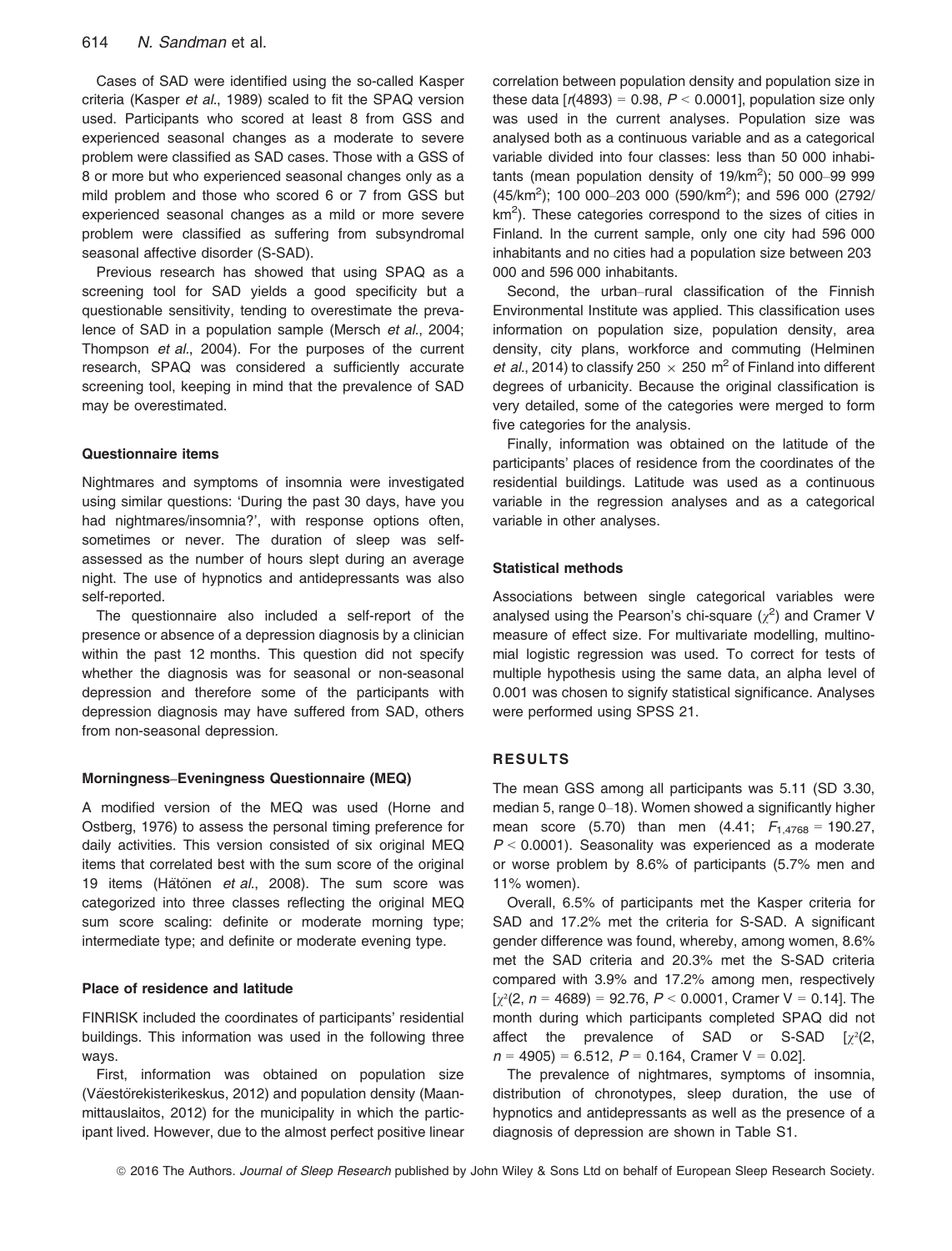Cases of SAD were identified using the so-called Kasper criteria (Kasper *et al.*, 1989) scaled to fit the SPAQ version used. Participants who scored at least 8 from GSS and experienced seasonal changes as a moderate to severe problem were classified as SAD cases. Those with a GSS of 8 or more but who experienced seasonal changes only as a mild problem and those who scored 6 or 7 from GSS but experienced seasonal changes as a mild or more severe problem were classified as suffering from subsyndromal seasonal affective disorder (S-SAD).

Previous research has showed that using SPAQ as a screening tool for SAD yields a good specificity but a questionable sensitivity, tending to overestimate the prevalence of SAD in a population sample (Mersch *et al.*, 2004; Thompson *et al.*, 2004). For the purposes of the current research, SPAQ was considered a sufficiently accurate screening tool, keeping in mind that the prevalence of SAD may be overestimated.

### Questionnaire items

Nightmares and symptoms of insomnia were investigated using similar questions: 'During the past 30 days, have you had nightmares/insomnia?', with response options often, sometimes or never. The duration of sleep was self-assessed as the number of hours slept during an average night. The use of hypnotics and antidepressants was also self-reported.

The questionnaire also included a self-report of the presence or absence of a depression diagnosis by a clinician within the past 12 months. This question did not specify whether the diagnosis was for seasonal or non-seasonal depression and therefore some of the participants with depression diagnosis may have suffered from SAD, others from non-seasonal depression.

### Morningness–Eveningness Questionnaire (MEQ)

A modified version of the MEQ was used (Horne and Ostberg, 1976) to assess the personal timing preference for daily activities. This version consisted of six original MEQ items that correlated best with the sum score of the original 19 items (Hätönen *et al.*, 2008). The sum score was categorized into three classes reflecting the original MEQ sum score scaling: definite or moderate morning type; intermediate type; and definite or moderate evening type.

### Place of residence and latitude

FINRISK included the coordinates of participants' residential buildings. This information was used in the following three ways.

First, information was obtained on population size (Väestörekisterikeskus, 2012) and population density (Maanmittauslaitos, 2012) for the municipality in which the participant lived. However, due to the almost perfect positive linear correlation between population density and population size in these data [$r(4893) = 0.98$, $P < 0.0001$], population size only was used in the current analyses. Population size was analysed both as a continuous variable and as a categorical variable divided into four classes: less than 50 000 inhabitants (mean population density of 19/km$^2$); 50 000–99 999 (45/km$^2$); 100 000–203 000 (590/km$^2$); and 596 000 (2792/km$^2$). These categories correspond to the sizes of cities in Finland. In the current sample, only one city had 596 000 inhabitants and no cities had a population size between 203 000 and 596 000 inhabitants.

Second, the urban–rural classification of the Finnish Environmental Institute was applied. This classification uses information on population size, population density, area density, city plans, workforce and commuting (Helminen *et al.*, 2014) to classify 250 × 250 m$^2$ of Finland into different degrees of urbanicity. Because the original classification is very detailed, some of the categories were merged to form five categories for the analysis.

Finally, information was obtained on the latitude of the participants' places of residence from the coordinates of the residential buildings. Latitude was used as a continuous variable in the regression analyses and as a categorical variable in other analyses.

### Statistical methods

Associations between single categorical variables were analysed using the Pearson's chi-square ($\chi^2$) and Cramer V measure of effect size. For multivariate modelling, multinomial logistic regression was used. To correct for tests of multiple hypothesis using the same data, an alpha level of 0.001 was chosen to signify statistical significance. Analyses were performed using SPSS 21.

## RESULTS

The mean GSS among all participants was 5.11 (SD 3.30, median 5, range 0–18). Women showed a significantly higher mean score (5.70) than men (4.41; $F_{1,4768} = 190.27$, $P < 0.0001$). Seasonality was experienced as a moderate or worse problem by 8.6% of participants (5.7% men and 11% women).

Overall, 6.5% of participants met the Kasper criteria for SAD and 17.2% met the criteria for S-SAD. A significant gender difference was found, whereby, among women, 8.6% met the SAD criteria and 20.3% met the S-SAD criteria compared with 3.9% and 17.2% among men, respectively [$\chi^2(2, n = 4689) = 92.76$, $P < 0.0001$, Cramer V = 0.14]. The month during which participants completed SPAQ did not affect the prevalence of SAD or S-SAD [$\chi^2(2, n = 4905) = 6.512$, $P = 0.164$, Cramer V = 0.02].

The prevalence of nightmares, symptoms of insomnia, distribution of chronotypes, sleep duration, the use of hypnotics and antidepressants as well as the presence of a diagnosis of depression are shown in Table S1.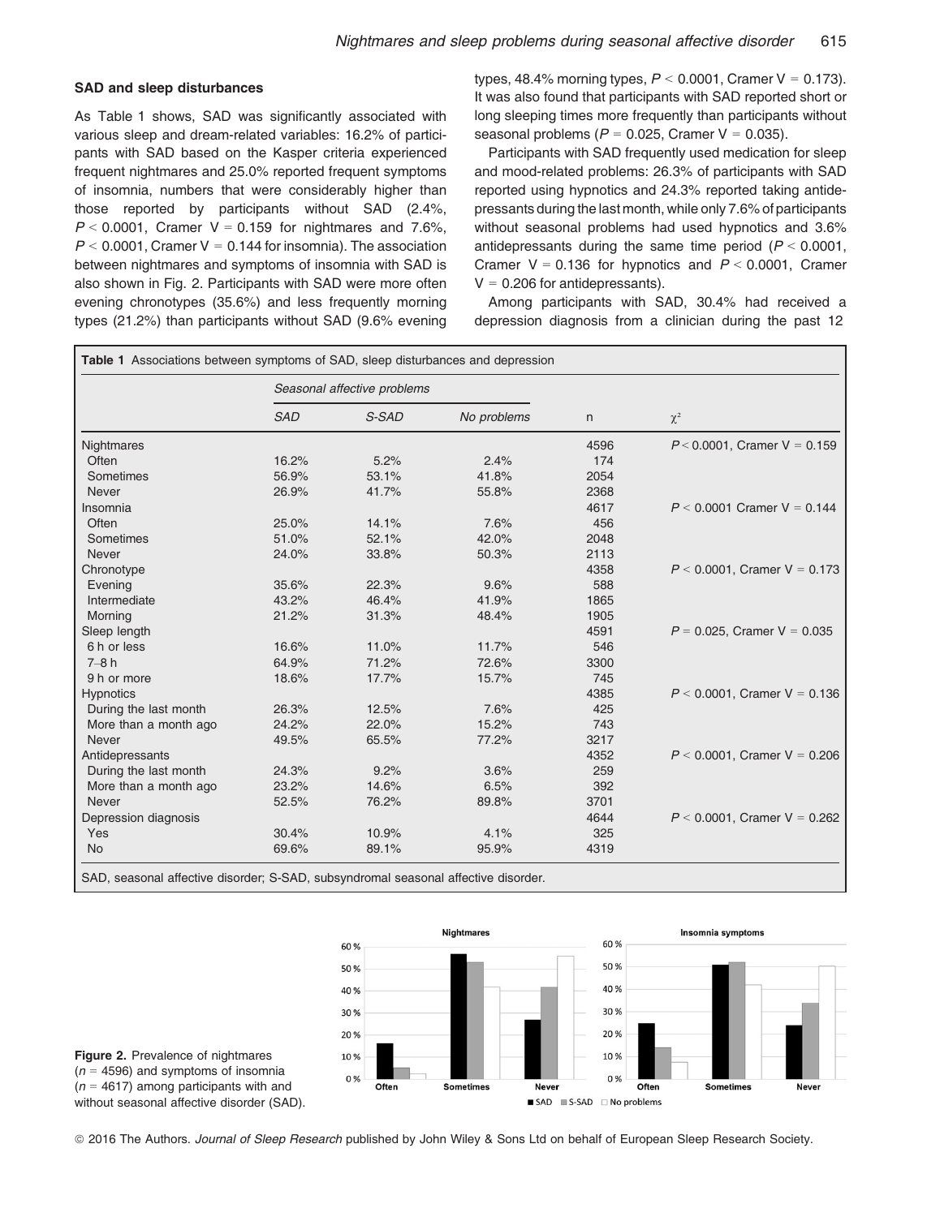### SAD and sleep disturbances

As Table 1 shows, SAD was significantly associated with various sleep and dream-related variables: 16.2% of participants with SAD based on the Kasper criteria experienced frequent nightmares and 25.0% reported frequent symptoms of insomnia, numbers that were considerably higher than those reported by participants without SAD (2.4%, $P < 0.0001$, Cramer V = 0.159 for nightmares and 7.6%, $P < 0.0001$, Cramer V = 0.144 for insomnia). The association between nightmares and symptoms of insomnia with SAD is also shown in Fig. 2. Participants with SAD were more often evening chronotypes (35.6%) and less frequently morning types (21.2%) than participants without SAD (9.6% evening types, 48.4% morning types, $P < 0.0001$, Cramer V = 0.173). It was also found that participants with SAD reported short or long sleeping times more frequently than participants without seasonal problems ($P = 0.025$, Cramer V = 0.035).

Participants with SAD frequently used medication for sleep and mood-related problems: 26.3% of participants with SAD reported using hypnotics and 24.3% reported taking antidepressants during the last month, while only 7.6% of participants without seasonal problems had used hypnotics and 3.6% antidepressants during the same time period ($P < 0.0001$, Cramer V = 0.136 for hypnotics and $P < 0.0001$, Cramer V = 0.206 for antidepressants).

Among participants with SAD, 30.4% had received a depression diagnosis from a clinician during the past 12

**Table 1** Associations between symptoms of SAD, sleep disturbances and depression

| | *Seasonal affective problems* | | | | |
|---|---|---|---|---|---|
| | *SAD* | *S-SAD* | *No problems* | n | $\chi^2$ |
| Nightmares | | | | 4596 | $P < 0.0001$, Cramer V = 0.159 |
| Often | 16.2% | 5.2% | 2.4% | 174 | |
| Sometimes | 56.9% | 53.1% | 41.8% | 2054 | |
| Never | 26.9% | 41.7% | 55.8% | 2368 | |
| Insomnia | | | | 4617 | $P < 0.0001$ Cramer V = 0.144 |
| Often | 25.0% | 14.1% | 7.6% | 456 | |
| Sometimes | 51.0% | 52.1% | 42.0% | 2048 | |
| Never | 24.0% | 33.8% | 50.3% | 2113 | |
| Chronotype | | | | 4358 | $P < 0.0001$, Cramer V = 0.173 |
| Evening | 35.6% | 22.3% | 9.6% | 588 | |
| Intermediate | 43.2% | 46.4% | 41.9% | 1865 | |
| Morning | 21.2% | 31.3% | 48.4% | 1905 | |
| Sleep length | | | | 4591 | $P = 0.025$, Cramer V = 0.035 |
| 6 h or less | 16.6% | 11.0% | 11.7% | 546 | |
| 7–8 h | 64.9% | 71.2% | 72.6% | 3300 | |
| 9 h or more | 18.6% | 17.7% | 15.7% | 745 | |
| Hypnotics | | | | 4385 | $P < 0.0001$, Cramer V = 0.136 |
| During the last month | 26.3% | 12.5% | 7.6% | 425 | |
| More than a month ago | 24.2% | 22.0% | 15.2% | 743 | |
| Never | 49.5% | 65.5% | 77.2% | 3217 | |
| Antidepressants | | | | 4352 | $P < 0.0001$, Cramer V = 0.206 |
| During the last month | 24.3% | 9.2% | 3.6% | 259 | |
| More than a month ago | 23.2% | 14.6% | 6.5% | 392 | |
| Never | 52.5% | 76.2% | 89.8% | 3701 | |
| Depression diagnosis | | | | 4644 | $P < 0.0001$, Cramer V = 0.262 |
| Yes | 30.4% | 10.9% | 4.1% | 325 | |
| No | 69.6% | 89.1% | 95.9% | 4319 | |

SAD, seasonal affective disorder; S-SAD, subsyndromal seasonal affective disorder.

**Figure 2.** Prevalence of nightmares ($n$ = 4596) and symptoms of insomnia ($n$ = 4617) among participants with and without seasonal affective disorder (SAD).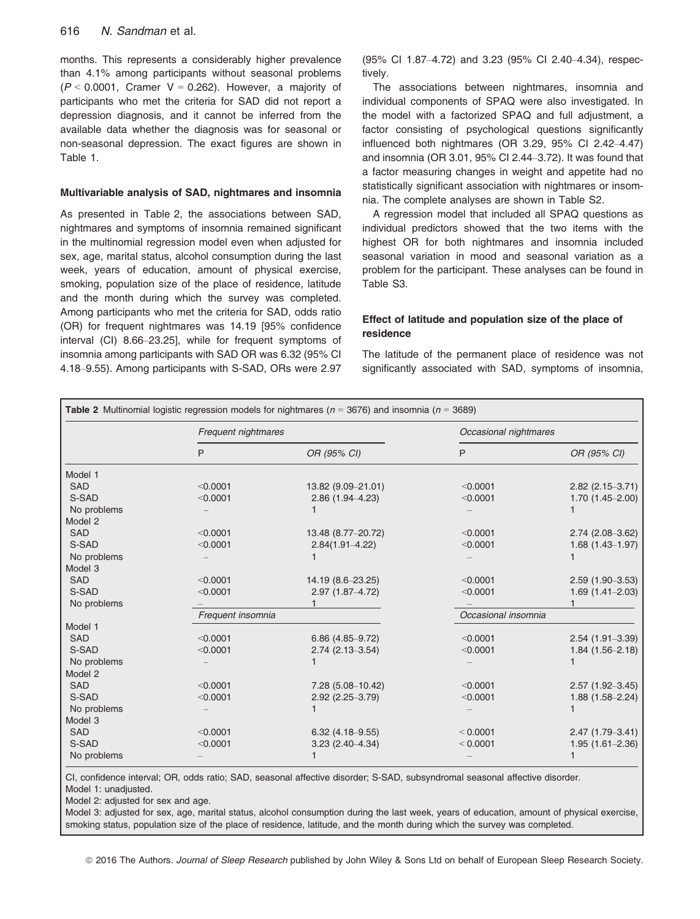months. This represents a considerably higher prevalence than 4.1% among participants without seasonal problems ($P < 0.0001$, Cramer $V = 0.262$). However, a majority of participants who met the criteria for SAD did not report a depression diagnosis, and it cannot be inferred from the available data whether the diagnosis was for seasonal or non-seasonal depression. The exact figures are shown in Table 1.

#### Multivariable analysis of SAD, nightmares and insomnia

As presented in Table 2, the associations between SAD, nightmares and symptoms of insomnia remained significant in the multinomial regression model even when adjusted for sex, age, marital status, alcohol consumption during the last week, years of education, amount of physical exercise, smoking, population size of the place of residence, latitude and the month during which the survey was completed. Among participants who met the criteria for SAD, odds ratio (OR) for frequent nightmares was 14.19 [95% confidence interval (CI) 8.66–23.25], while for frequent symptoms of insomnia among participants with SAD OR was 6.32 (95% CI 4.18–9.55). Among participants with S-SAD, ORs were 2.97 (95% CI 1.87–4.72) and 3.23 (95% CI 2.40–4.34), respectively.

The associations between nightmares, insomnia and individual components of SPAQ were also investigated. In the model with a factorized SPAQ and full adjustment, a factor consisting of psychological questions significantly influenced both nightmares (OR 3.29, 95% CI 2.42–4.47) and insomnia (OR 3.01, 95% CI 2.44–3.72). It was found that a factor measuring changes in weight and appetite had no statistically significant association with nightmares or insomnia. The complete analyses are shown in Table S2.

A regression model that included all SPAQ questions as individual predictors showed that the two items with the highest OR for both nightmares and insomnia included seasonal variation in mood and seasonal variation as a problem for the participant. These analyses can be found in Table S3.

#### Effect of latitude and population size of the place of residence

The latitude of the permanent place of residence was not significantly associated with SAD, symptoms of insomnia,

**Table 2** Multinomial logistic regression models for nightmares ($n = 3676$) and insomnia ($n = 3689$)

| | *Frequent nightmares* | | *Occasional nightmares* | |
|---|---|---|---|---|
| | P | OR (95% CI) | P | OR (95% CI) |
| Model 1 | | | | |
| SAD | <0.0001 | 13.82 (9.09–21.01) | <0.0001 | 2.82 (2.15–3.71) |
| S-SAD | <0.0001 | 2.86 (1.94–4.23) | <0.0001 | 1.70 (1.45–2.00) |
| No problems | – | 1 | – | 1 |
| Model 2 | | | | |
| SAD | <0.0001 | 13.48 (8.77–20.72) | <0.0001 | 2.74 (2.08–3.62) |
| S-SAD | <0.0001 | 2.84(1.91–4.22) | <0.0001 | 1.68 (1.43–1.97) |
| No problems | – | 1 | – | 1 |
| Model 3 | | | | |
| SAD | <0.0001 | 14.19 (8.6–23.25) | <0.0001 | 2.59 (1.90–3.53) |
| S-SAD | <0.0001 | 2.97 (1.87–4.72) | <0.0001 | 1.69 (1.41–2.03) |
| No problems | – | 1 | – | 1 |
| | *Frequent insomnia* | | *Occasional insomnia* | |
| Model 1 | | | | |
| SAD | <0.0001 | 6.86 (4.85–9.72) | <0.0001 | 2.54 (1.91–3.39) |
| S-SAD | <0.0001 | 2.74 (2.13–3.54) | <0.0001 | 1.84 (1.56–2.18) |
| No problems | – | 1 | – | 1 |
| Model 2 | | | | |
| SAD | <0.0001 | 7.28 (5.08–10.42) | <0.0001 | 2.57 (1.92–3.45) |
| S-SAD | <0.0001 | 2.92 (2.25–3.79) | <0.0001 | 1.88 (1.58–2.24) |
| No problems | – | 1 | – | 1 |
| Model 3 | | | | |
| SAD | <0.0001 | 6.32 (4.18–9.55) | < 0.0001 | 2.47 (1.79–3.41) |
| S-SAD | <0.0001 | 3.23 (2.40–4.34) | < 0.0001 | 1.95 (1.61–2.36) |
| No problems | – | 1 | – | 1 |

CI, confidence interval; OR, odds ratio; SAD, seasonal affective disorder; S-SAD, subsyndromal seasonal affective disorder.
Model 1: unadjusted.
Model 2: adjusted for sex and age.
Model 3: adjusted for sex, age, marital status, alcohol consumption during the last week, years of education, amount of physical exercise, smoking status, population size of the place of residence, latitude, and the month during which the survey was completed.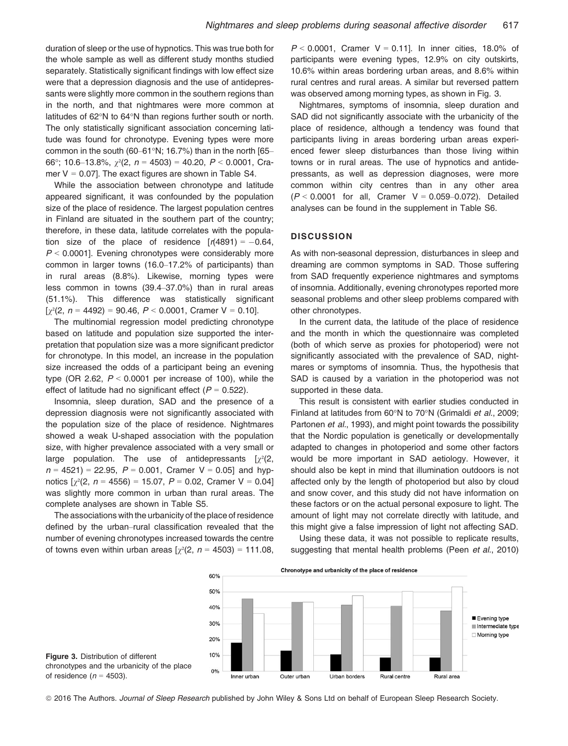duration of sleep or the use of hypnotics. This was true both for the whole sample as well as different study months studied separately. Statistically significant findings with low effect size were that a depression diagnosis and the use of antidepressants were slightly more common in the southern regions than in the north, and that nightmares were more common at latitudes of 62°N to 64°N than regions further south or north. The only statistically significant association concerning latitude was found for chronotype. Evening types were more common in the south (60–61°N; 16.7%) than in the north [65–66°; 10.6–13.8%, $\chi^2(2, n = 4503) = 40.20$, $P < 0.0001$, Cramer V = 0.07]. The exact figures are shown in Table S4.

While the association between chronotype and latitude appeared significant, it was confounded by the population size of the place of residence. The largest population centres in Finland are situated in the southern part of the country; therefore, in these data, latitude correlates with the population size of the place of residence [$r(4891) = -0.64$, $P < 0.0001$]. Evening chronotypes were considerably more common in larger towns (16.0–17.2% of participants) than in rural areas (8.8%). Likewise, morning types were less common in towns (39.4–37.0%) than in rural areas (51.1%). This difference was statistically significant [$\chi^2(2, n = 4492) = 90.46$, $P < 0.0001$, Cramer V = 0.10].

The multinomial regression model predicting chronotype based on latitude and population size supported the interpretation that population size was a more significant predictor for chronotype. In this model, an increase in the population size increased the odds of a participant being an evening type (OR 2.62, $P < 0.0001$ per increase of 100), while the effect of latitude had no significant effect ($P = 0.522$).

Insomnia, sleep duration, SAD and the presence of a depression diagnosis were not significantly associated with the population size of the place of residence. Nightmares showed a weak U-shaped association with the population size, with higher prevalence associated with a very small or large population. The use of antidepressants [$\chi^2(2, n = 4521) = 22.95$, $P = 0.001$, Cramer V = 0.05] and hypnotics [$\chi^2(2, n = 4556) = 15.07$, $P = 0.02$, Cramer V = 0.04] was slightly more common in urban than rural areas. The complete analyses are shown in Table S5.

The associations with the urbanicity of the place of residence defined by the urban–rural classification revealed that the number of evening chronotypes increased towards the centre of towns even within urban areas [$\chi^2(2, n = 4503) = 111.08$, $P < 0.0001$, Cramer V = 0.11]. In inner cities, 18.0% of participants were evening types, 12.9% on city outskirts, 10.6% within areas bordering urban areas, and 8.6% within rural centres and rural areas. A similar but reversed pattern was observed among morning types, as shown in Fig. 3.

Nightmares, symptoms of insomnia, sleep duration and SAD did not significantly associate with the urbanicity of the place of residence, although a tendency was found that participants living in areas bordering urban areas experienced fewer sleep disturbances than those living within towns or in rural areas. The use of hypnotics and antidepressants, as well as depression diagnoses, were more common within city centres than in any other area ($P < 0.0001$ for all, Cramer V = 0.059–0.072). Detailed analyses can be found in the supplement in Table S6.

## DISCUSSION

As with non-seasonal depression, disturbances in sleep and dreaming are common symptoms in SAD. Those suffering from SAD frequently experience nightmares and symptoms of insomnia. Additionally, evening chronotypes reported more seasonal problems and other sleep problems compared with other chronotypes.

In the current data, the latitude of the place of residence and the month in which the questionnaire was completed (both of which serve as proxies for photoperiod) were not significantly associated with the prevalence of SAD, nightmares or symptoms of insomnia. Thus, the hypothesis that SAD is caused by a variation in the photoperiod was not supported in these data.

This result is consistent with earlier studies conducted in Finland at latitudes from 60°N to 70°N (Grimaldi *et al.*, 2009; Partonen *et al.*, 1993), and might point towards the possibility that the Nordic population is genetically or developmentally adapted to changes in photoperiod and some other factors would be more important in SAD aetiology. However, it should also be kept in mind that illumination outdoors is not affected only by the length of photoperiod but also by cloud and snow cover, and this study did not have information on these factors or on the actual personal exposure to light. The amount of light may not correlate directly with latitude, and this might give a false impression of light not affecting SAD.

Using these data, it was not possible to replicate results, suggesting that mental health problems (Peen *et al.*, 2010)

**Figure 3.** Distribution of different chronotypes and the urbanicity of the place of residence ($n = 4503$).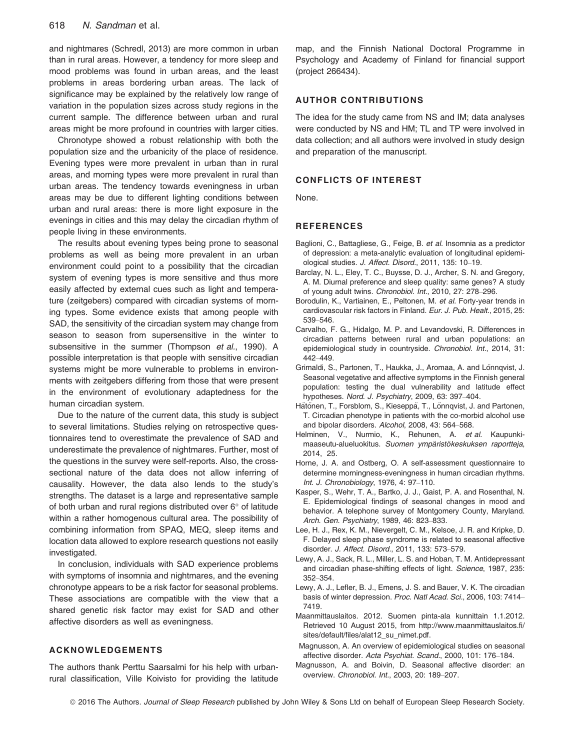and nightmares (Schredl, 2013) are more common in urban than in rural areas. However, a tendency for more sleep and mood problems was found in urban areas, and the least problems in areas bordering urban areas. The lack of significance may be explained by the relatively low range of variation in the population sizes across study regions in the current sample. The difference between urban and rural areas might be more profound in countries with larger cities.

Chronotype showed a robust relationship with both the population size and the urbanicity of the place of residence. Evening types were more prevalent in urban than in rural areas, and morning types were more prevalent in rural than urban areas. The tendency towards eveningness in urban areas may be due to different lighting conditions between urban and rural areas: there is more light exposure in the evenings in cities and this may delay the circadian rhythm of people living in these environments.

The results about evening types being prone to seasonal problems as well as being more prevalent in an urban environment could point to a possibility that the circadian system of evening types is more sensitive and thus more easily affected by external cues such as light and temperature (zeitgebers) compared with circadian systems of morning types. Some evidence exists that among people with SAD, the sensitivity of the circadian system may change from season to season from supersensitive in the winter to subsensitive in the summer (Thompson *et al.*, 1990). A possible interpretation is that people with sensitive circadian systems might be more vulnerable to problems in environments with zeitgebers differing from those that were present in the environment of evolutionary adaptedness for the human circadian system.

Due to the nature of the current data, this study is subject to several limitations. Studies relying on retrospective questionnaires tend to overestimate the prevalence of SAD and underestimate the prevalence of nightmares. Further, most of the questions in the survey were self-reports. Also, the cross-sectional nature of the data does not allow inferring of causality. However, the data also lends to the study's strengths. The dataset is a large and representative sample of both urban and rural regions distributed over 6° of latitude within a rather homogenous cultural area. The possibility of combining information from SPAQ, MEQ, sleep items and location data allowed to explore research questions not easily investigated.

In conclusion, individuals with SAD experience problems with symptoms of insomnia and nightmares, and the evening chronotype appears to be a risk factor for seasonal problems. These associations are compatible with the view that a shared genetic risk factor may exist for SAD and other affective disorders as well as eveningness.

## ACKNOWLEDGEMENTS

The authors thank Perttu Saarsalmi for his help with urban-rural classification, Ville Koivisto for providing the latitude map, and the Finnish National Doctoral Programme in Psychology and Academy of Finland for financial support (project 266434).

## AUTHOR CONTRIBUTIONS

The idea for the study came from NS and IM; data analyses were conducted by NS and HM; TL and TP were involved in data collection; and all authors were involved in study design and preparation of the manuscript.

## CONFLICTS OF INTEREST

None.

## REFERENCES

Baglioni, C., Battagliese, G., Feige, B. *et al.* Insomnia as a predictor of depression: a meta-analytic evaluation of longitudinal epidemiological studies. *J. Affect. Disord.*, 2011, 135: 10–19.

Barclay, N. L., Eley, T. C., Buysse, D. J., Archer, S. N. and Gregory, A. M. Diurnal preference and sleep quality: same genes? A study of young adult twins. *Chronobiol. Int.*, 2010, 27: 278–296.

Borodulin, K., Vartiainen, E., Peltonen, M. *et al.* Forty-year trends in cardiovascular risk factors in Finland. *Eur. J. Pub. Healt.*, 2015, 25: 539–546.

Carvalho, F. G., Hidalgo, M. P. and Levandovski, R. Differences in circadian patterns between rural and urban populations: an epidemiological study in countryside. *Chronobiol. Int.*, 2014, 31: 442–449.

Grimaldi, S., Partonen, T., Haukka, J., Aromaa, A. and Lönnqvist, J. Seasonal vegetative and affective symptoms in the Finnish general population: testing the dual vulnerability and latitude effect hypotheses. *Nord. J. Psychiatry*, 2009, 63: 397–404.

Hätönen, T., Forsblom, S., Kieseppä, T., Lönnqvist, J. and Partonen, T. Circadian phenotype in patients with the co-morbid alcohol use and bipolar disorders. *Alcohol*, 2008, 43: 564–568.

Helminen, V., Nurmio, K., Rehunen, A. *et al.* Kaupunki-maaseutu-alueluokitus. *Suomen ympäristökeskuksen raportteja*, 2014, 25.

Horne, J. A. and Ostberg, O. A self-assessment questionnaire to determine morningness-eveningness in human circadian rhythms. *Int. J. Chronobiology*, 1976, 4: 97–110.

Kasper, S., Wehr, T. A., Bartko, J. J., Gaist, P. A. and Rosenthal, N. E. Epidemiological findings of seasonal changes in mood and behavior. A telephone survey of Montgomery County, Maryland. *Arch. Gen. Psychiatry*, 1989, 46: 823–833.

Lee, H. J., Rex, K. M., Nievergelt, C. M., Kelsoe, J. R. and Kripke, D. F. Delayed sleep phase syndrome is related to seasonal affective disorder. *J. Affect. Disord.*, 2011, 133: 573–579.

Lewy, A. J., Sack, R. L., Miller, L. S. and Hoban, T. M. Antidepressant and circadian phase-shifting effects of light. *Science*, 1987, 235: 352–354.

Lewy, A. J., Lefler, B. J., Emens, J. S. and Bauer, V. K. The circadian basis of winter depression. *Proc. Natl Acad. Sci.*, 2006, 103: 7414–7419.

Maanmittauslaitos. 2012. Suomen pinta-ala kunnittain 1.1.2012. Retrieved 10 August 2015, from http://www.maanmittauslaitos.fi/sites/default/files/alat12_su_nimet.pdf.

Magnusson, A. An overview of epidemiological studies on seasonal affective disorder. *Acta Psychiat. Scand.*, 2000, 101: 176–184.

Magnusson, A. and Boivin, D. Seasonal affective disorder: an overview. *Chronobiol. Int.*, 2003, 20: 189–207.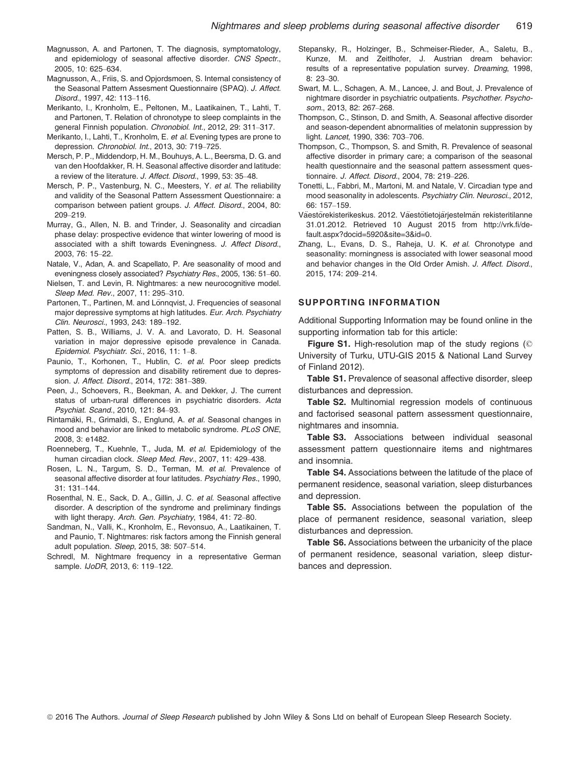Magnusson, A. and Partonen, T. The diagnosis, symptomatology, and epidemiology of seasonal affective disorder. *CNS Spectr.*, 2005, 10: 625–634.

Magnusson, A., Friis, S. and Opjordsmoen, S. Internal consistency of the Seasonal Pattern Assessment Questionnaire (SPAQ). *J. Affect. Disord.*, 1997, 42: 113–116.

Merikanto, I., Kronholm, E., Peltonen, M., Laatikainen, T., Lahti, T. and Partonen, T. Relation of chronotype to sleep complaints in the general Finnish population. *Chronobiol. Int.*, 2012, 29: 311–317.

Merikanto, I., Lahti, T., Kronholm, E. *et al.* Evening types are prone to depression. *Chronobiol. Int.*, 2013, 30: 719–725.

Mersch, P. P., Middendorp, H. M., Bouhuys, A. L., Beersma, D. G. and van den Hoofdakker, R. H. Seasonal affective disorder and latitude: a review of the literature. *J. Affect. Disord.*, 1999, 53: 35–48.

Mersch, P. P., Vastenburg, N. C., Meesters, Y. *et al.* The reliability and validity of the Seasonal Pattern Assessment Questionnaire: a comparison between patient groups. *J. Affect. Disord.*, 2004, 80: 209–219.

Murray, G., Allen, N. B. and Trinder, J. Seasonality and circadian phase delay: prospective evidence that winter lowering of mood is associated with a shift towards Eveningness. *J. Affect Disord.*, 2003, 76: 15–22.

Natale, V., Adan, A. and Scapellato, P. Are seasonality of mood and eveningness closely associated? *Psychiatry Res.*, 2005, 136: 51–60.

Nielsen, T. and Levin, R. Nightmares: a new neurocognitive model. *Sleep Med. Rev.*, 2007, 11: 295–310.

Partonen, T., Partinen, M. and Lönnqvist, J. Frequencies of seasonal major depressive symptoms at high latitudes. *Eur. Arch. Psychiatry Clin. Neurosci.*, 1993, 243: 189–192.

Patten, S. B., Williams, J. V. A. and Lavorato, D. H. Seasonal variation in major depressive episode prevalence in Canada. *Epidemiol. Psychiatr. Sci.*, 2016, 11: 1–8.

Paunio, T., Korhonen, T., Hublin, C. *et al.* Poor sleep predicts symptoms of depression and disability retirement due to depression. *J. Affect. Disord.*, 2014, 172: 381–389.

Peen, J., Schoevers, R., Beekman, A. and Dekker, J. The current status of urban-rural differences in psychiatric disorders. *Acta Psychiat. Scand.*, 2010, 121: 84–93.

Rintamäki, R., Grimaldi, S., Englund, A. *et al.* Seasonal changes in mood and behavior are linked to metabolic syndrome. *PLoS ONE*, 2008, 3: e1482.

Roenneberg, T., Kuehnle, T., Juda, M. *et al.* Epidemiology of the human circadian clock. *Sleep Med. Rev.*, 2007, 11: 429–438.

Rosen, L. N., Targum, S. D., Terman, M. *et al.* Prevalence of seasonal affective disorder at four latitudes. *Psychiatry Res.*, 1990, 31: 131–144.

Rosenthal, N. E., Sack, D. A., Gillin, J. C. *et al.* Seasonal affective disorder. A description of the syndrome and preliminary findings with light therapy. *Arch. Gen. Psychiatry*, 1984, 41: 72–80.

Sandman, N., Valli, K., Kronholm, E., Revonsuo, A., Laatikainen, T. and Paunio, T. Nightmares: risk factors among the Finnish general adult population. *Sleep*, 2015, 38: 507–514.

Schredl, M. Nightmare frequency in a representative German sample. *IJoDR*, 2013, 6: 119–122.

Stepansky, R., Holzinger, B., Schmeiser-Rieder, A., Saletu, B., Kunze, M. and Zeitlhofer, J. Austrian dream behavior: results of a representative population survey. *Dreaming*, 1998, 8: 23–30.

Swart, M. L., Schagen, A. M., Lancee, J. and Bout, J. Prevalence of nightmare disorder in psychiatric outpatients. *Psychother. Psychosom.*, 2013, 82: 267–268.

Thompson, C., Stinson, D. and Smith, A. Seasonal affective disorder and season-dependent abnormalities of melatonin suppression by light. *Lancet*, 1990, 336: 703–706.

Thompson, C., Thompson, S. and Smith, R. Prevalence of seasonal affective disorder in primary care; a comparison of the seasonal health questionnaire and the seasonal pattern assessment questionnaire. *J. Affect. Disord.*, 2004, 78: 219–226.

Tonetti, L., Fabbri, M., Martoni, M. and Natale, V. Circadian type and mood seasonality in adolescents. *Psychiatry Clin. Neurosci.*, 2012, 66: 157–159.

Väestörekisterikeskus. 2012. Väestötietojärjestelmän rekisteritilanne 31.01.2012. Retrieved 10 August 2015 from http://vrk.fi/default.aspx?docid=5920&site=3&id=0.

Zhang, L., Evans, D. S., Raheja, U. K. *et al.* Chronotype and seasonality: morningness is associated with lower seasonal mood and behavior changes in the Old Order Amish. *J. Affect. Disord.*, 2015, 174: 209–214.

## SUPPORTING INFORMATION

Additional Supporting Information may be found online in the supporting information tab for this article:

**Figure S1.** High-resolution map of the study regions (© University of Turku, UTU-GIS 2015 & National Land Survey of Finland 2012).

**Table S1.** Prevalence of seasonal affective disorder, sleep disturbances and depression.

**Table S2.** Multinomial regression models of continuous and factorised seasonal pattern assessment questionnaire, nightmares and insomnia.

**Table S3.** Associations between individual seasonal assessment pattern questionnaire items and nightmares and insomnia.

**Table S4.** Associations between the latitude of the place of permanent residence, seasonal variation, sleep disturbances and depression.

**Table S5.** Associations between the population of the place of permanent residence, seasonal variation, sleep disturbances and depression.

**Table S6.** Associations between the urbanicity of the place of permanent residence, seasonal variation, sleep disturbances and depression.